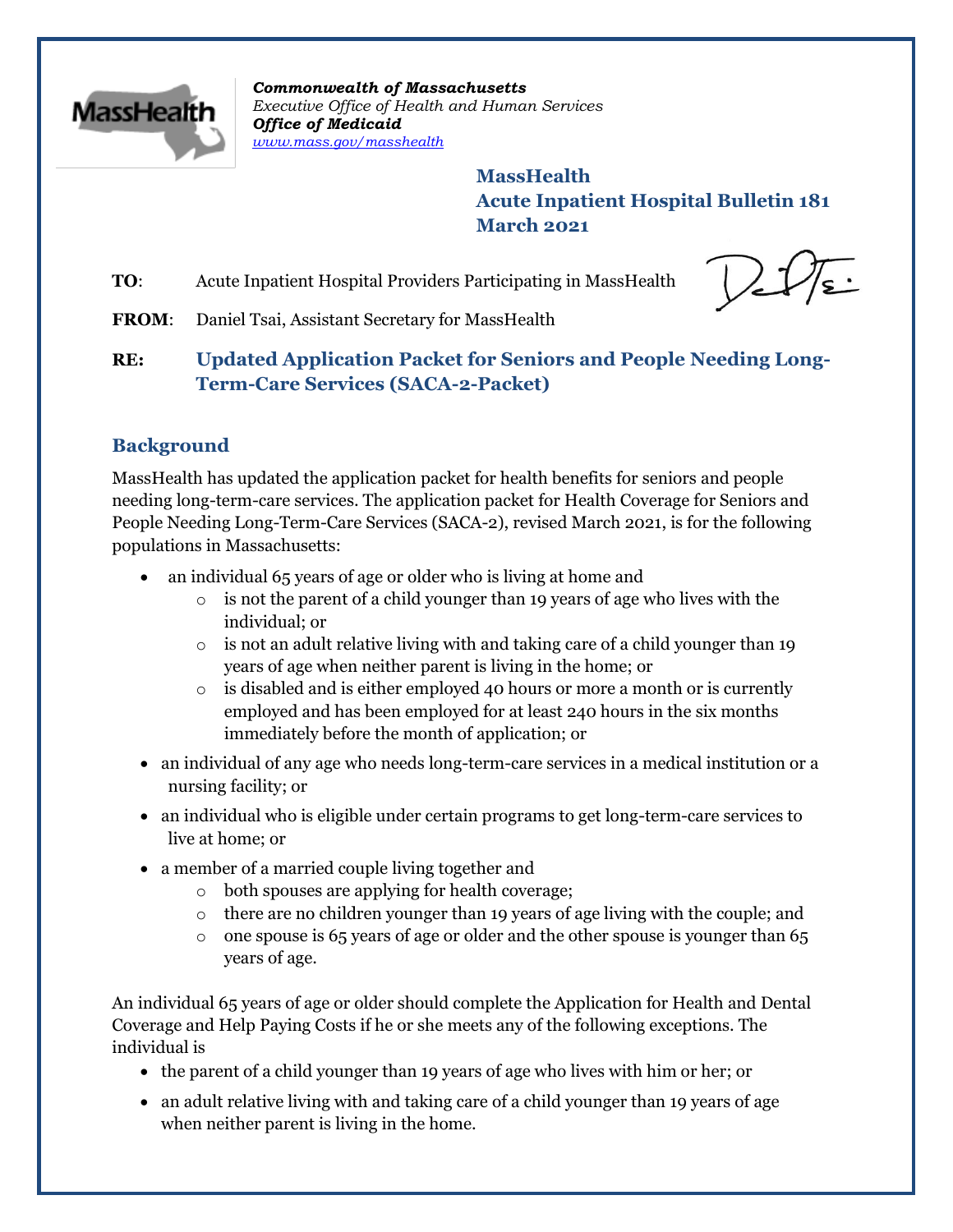*Commonwealth of Massachusetts*
*Executive Office of Health and Human Services*
***Office of Medicaid***
*www.mass.gov/masshealth*

**MassHealth**
**Acute Inpatient Hospital Bulletin 181**
**March 2021**

**TO**: Acute Inpatient Hospital Providers Participating in MassHealth

**FROM**: Daniel Tsai, Assistant Secretary for MassHealth

**RE: Updated Application Packet for Seniors and People Needing Long-Term-Care Services (SACA-2-Packet)**

## Background

MassHealth has updated the application packet for health benefits for seniors and people needing long-term-care services. The application packet for Health Coverage for Seniors and People Needing Long-Term-Care Services (SACA-2), revised March 2021, is for the following populations in Massachusetts:

- an individual 65 years of age or older who is living at home and
  - is not the parent of a child younger than 19 years of age who lives with the individual; or
  - is not an adult relative living with and taking care of a child younger than 19 years of age when neither parent is living in the home; or
  - is disabled and is either employed 40 hours or more a month or is currently employed and has been employed for at least 240 hours in the six months immediately before the month of application; or
- an individual of any age who needs long-term-care services in a medical institution or a nursing facility; or
- an individual who is eligible under certain programs to get long-term-care services to live at home; or
- a member of a married couple living together and
  - both spouses are applying for health coverage;
  - there are no children younger than 19 years of age living with the couple; and
  - one spouse is 65 years of age or older and the other spouse is younger than 65 years of age.

An individual 65 years of age or older should complete the Application for Health and Dental Coverage and Help Paying Costs if he or she meets any of the following exceptions. The individual is

- the parent of a child younger than 19 years of age who lives with him or her; or
- an adult relative living with and taking care of a child younger than 19 years of age when neither parent is living in the home.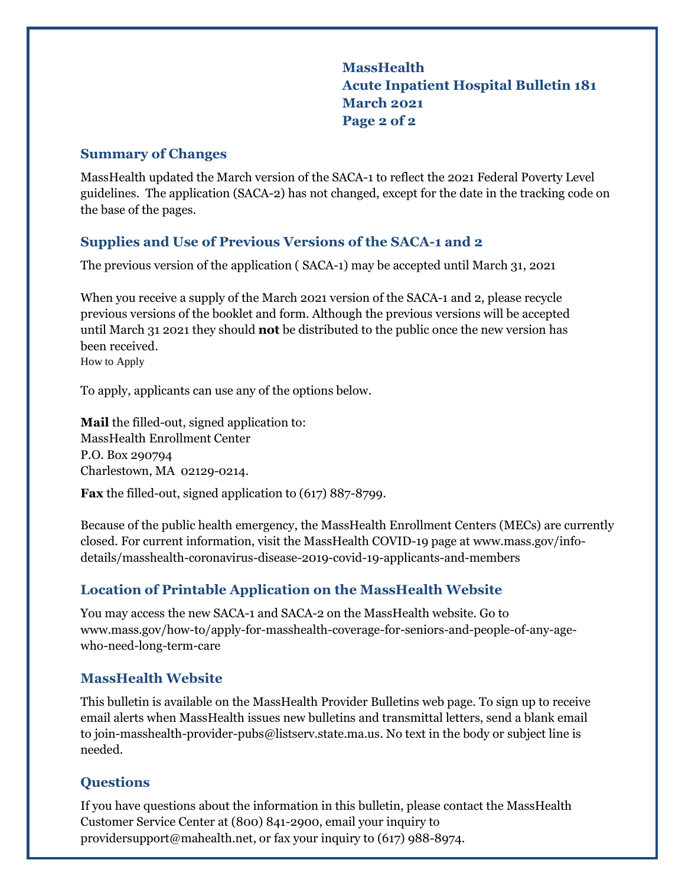## Summary of Changes

MassHealth updated the March version of the SACA-1 to reflect the 2021 Federal Poverty Level guidelines. The application (SACA-2) has not changed, except for the date in the tracking code on the base of the pages.

## Supplies and Use of Previous Versions of the SACA-1 and 2

The previous version of the application ( SACA-1) may be accepted until March 31, 2021

When you receive a supply of the March 2021 version of the SACA-1 and 2, please recycle previous versions of the booklet and form. Although the previous versions will be accepted until March 31 2021 they should **not** be distributed to the public once the new version has been received.

How to Apply

To apply, applicants can use any of the options below.

**Mail** the filled-out, signed application to:
MassHealth Enrollment Center
P.O. Box 290794
Charlestown, MA 02129-0214.

**Fax** the filled-out, signed application to (617) 887-8799.

Because of the public health emergency, the MassHealth Enrollment Centers (MECs) are currently closed. For current information, visit the MassHealth COVID-19 page at www.mass.gov/info-details/masshealth-coronavirus-disease-2019-covid-19-applicants-and-members

## Location of Printable Application on the MassHealth Website

You may access the new SACA-1 and SACA-2 on the MassHealth website. Go to www.mass.gov/how-to/apply-for-masshealth-coverage-for-seniors-and-people-of-any-age-who-need-long-term-care

## MassHealth Website

This bulletin is available on the MassHealth Provider Bulletins web page. To sign up to receive email alerts when MassHealth issues new bulletins and transmittal letters, send a blank email to join-masshealth-provider-pubs@listserv.state.ma.us. No text in the body or subject line is needed.

## Questions

If you have questions about the information in this bulletin, please contact the MassHealth Customer Service Center at (800) 841-2900, email your inquiry to providersupport@mahealth.net, or fax your inquiry to (617) 988-8974.